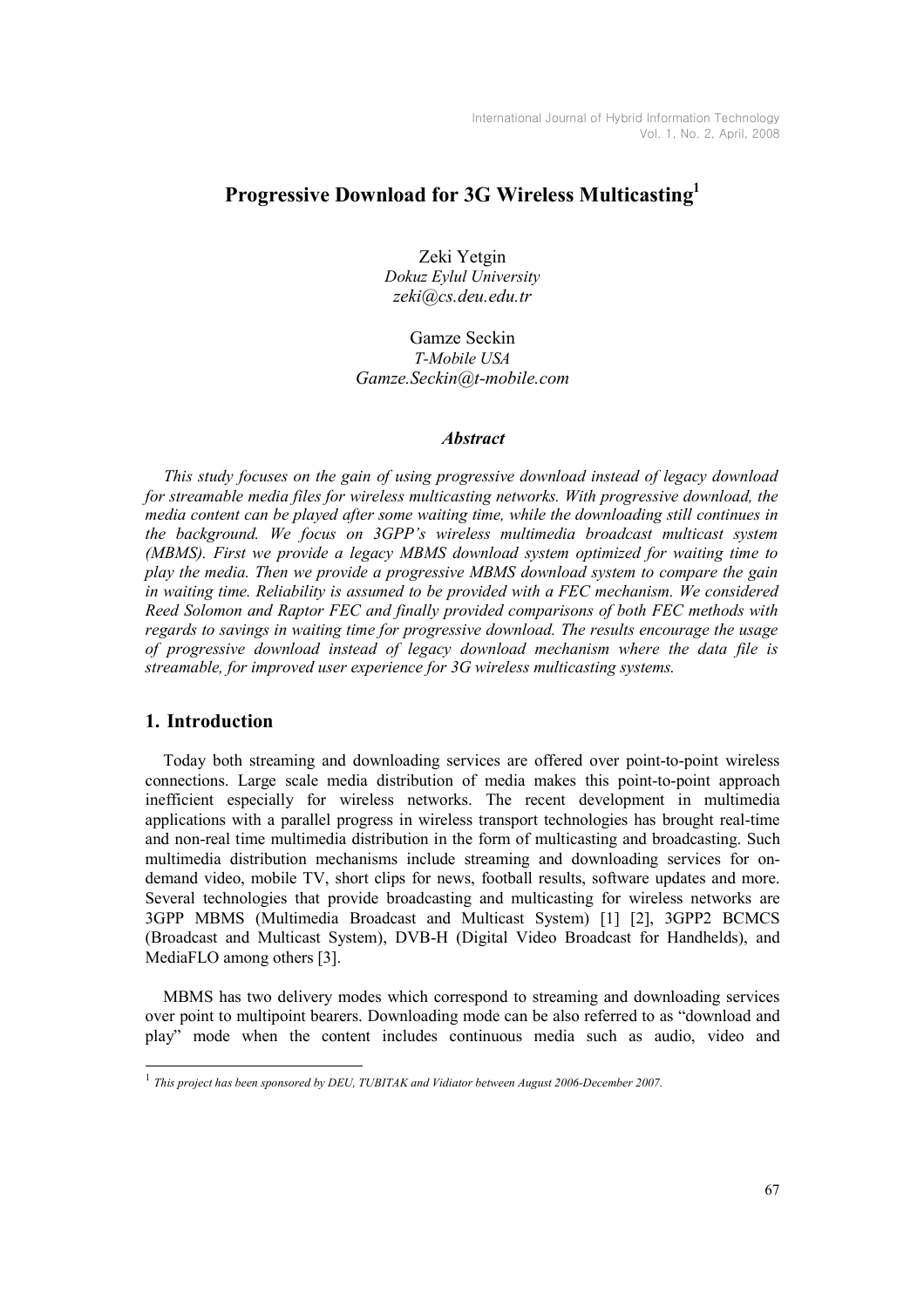# Progressive Download for 3G Wireless Multicasting[1]

Zeki Yetgin
*Dokuz Eylul University*
*zeki@cs.deu.edu.tr*

Gamze Seckin
*T-Mobile USA*
*Gamze.Seckin@t-mobile.com*

### *Abstract*

*This study focuses on the gain of using progressive download instead of legacy download for streamable media files for wireless multicasting networks. With progressive download, the media content can be played after some waiting time, while the downloading still continues in the background. We focus on 3GPP's wireless multimedia broadcast multicast system (MBMS). First we provide a legacy MBMS download system optimized for waiting time to play the media. Then we provide a progressive MBMS download system to compare the gain in waiting time. Reliability is assumed to be provided with a FEC mechanism. We considered Reed Solomon and Raptor FEC and finally provided comparisons of both FEC methods with regards to savings in waiting time for progressive download. The results encourage the usage of progressive download instead of legacy download mechanism where the data file is streamable, for improved user experience for 3G wireless multicasting systems.*

## 1. Introduction

Today both streaming and downloading services are offered over point-to-point wireless connections. Large scale media distribution of media makes this point-to-point approach inefficient especially for wireless networks. The recent development in multimedia applications with a parallel progress in wireless transport technologies has brought real-time and non-real time multimedia distribution in the form of multicasting and broadcasting. Such multimedia distribution mechanisms include streaming and downloading services for on-demand video, mobile TV, short clips for news, football results, software updates and more. Several technologies that provide broadcasting and multicasting for wireless networks are 3GPP MBMS (Multimedia Broadcast and Multicast System) [1] [2], 3GPP2 BCMCS (Broadcast and Multicast System), DVB-H (Digital Video Broadcast for Handhelds), and MediaFLO among others [3].

MBMS has two delivery modes which correspond to streaming and downloading services over point to multipoint bearers. Downloading mode can be also referred to as "download and play" mode when the content includes continuous media such as audio, video and

[1] *This project has been sponsored by DEU, TUBITAK and Vidiator between August 2006-December 2007.*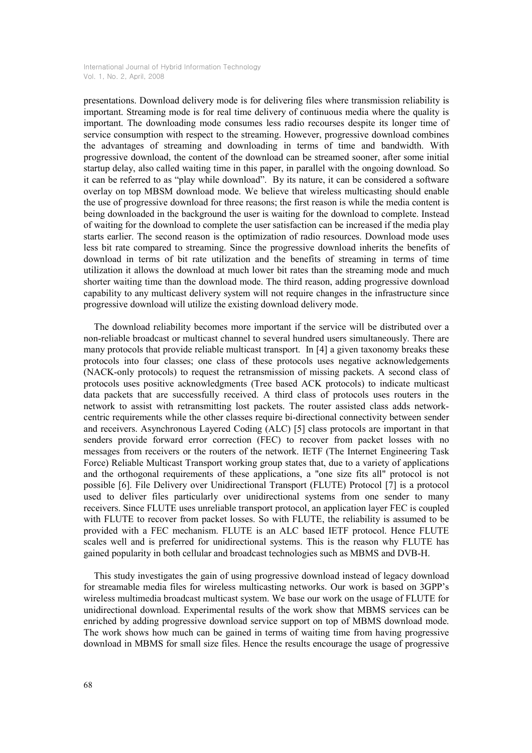presentations. Download delivery mode is for delivering files where transmission reliability is important. Streaming mode is for real time delivery of continuous media where the quality is important. The downloading mode consumes less radio recourses despite its longer time of service consumption with respect to the streaming. However, progressive download combines the advantages of streaming and downloading in terms of time and bandwidth. With progressive download, the content of the download can be streamed sooner, after some initial startup delay, also called waiting time in this paper, in parallel with the ongoing download. So it can be referred to as "play while download". By its nature, it can be considered a software overlay on top MBSM download mode. We believe that wireless multicasting should enable the use of progressive download for three reasons; the first reason is while the media content is being downloaded in the background the user is waiting for the download to complete. Instead of waiting for the download to complete the user satisfaction can be increased if the media play starts earlier. The second reason is the optimization of radio resources. Download mode uses less bit rate compared to streaming. Since the progressive download inherits the benefits of download in terms of bit rate utilization and the benefits of streaming in terms of time utilization it allows the download at much lower bit rates than the streaming mode and much shorter waiting time than the download mode. The third reason, adding progressive download capability to any multicast delivery system will not require changes in the infrastructure since progressive download will utilize the existing download delivery mode.

The download reliability becomes more important if the service will be distributed over a non-reliable broadcast or multicast channel to several hundred users simultaneously. There are many protocols that provide reliable multicast transport. In [4] a given taxonomy breaks these protocols into four classes; one class of these protocols uses negative acknowledgements (NACK-only protocols) to request the retransmission of missing packets. A second class of protocols uses positive acknowledgments (Tree based ACK protocols) to indicate multicast data packets that are successfully received. A third class of protocols uses routers in the network to assist with retransmitting lost packets. The router assisted class adds network-centric requirements while the other classes require bi-directional connectivity between sender and receivers. Asynchronous Layered Coding (ALC) [5] class protocols are important in that senders provide forward error correction (FEC) to recover from packet losses with no messages from receivers or the routers of the network. IETF (The Internet Engineering Task Force) Reliable Multicast Transport working group states that, due to a variety of applications and the orthogonal requirements of these applications, a "one size fits all" protocol is not possible [6]. File Delivery over Unidirectional Transport (FLUTE) Protocol [7] is a protocol used to deliver files particularly over unidirectional systems from one sender to many receivers. Since FLUTE uses unreliable transport protocol, an application layer FEC is coupled with FLUTE to recover from packet losses. So with FLUTE, the reliability is assumed to be provided with a FEC mechanism. FLUTE is an ALC based IETF protocol. Hence FLUTE scales well and is preferred for unidirectional systems. This is the reason why FLUTE has gained popularity in both cellular and broadcast technologies such as MBMS and DVB-H.

This study investigates the gain of using progressive download instead of legacy download for streamable media files for wireless multicasting networks. Our work is based on 3GPP's wireless multimedia broadcast multicast system. We base our work on the usage of FLUTE for unidirectional download. Experimental results of the work show that MBMS services can be enriched by adding progressive download service support on top of MBMS download mode. The work shows how much can be gained in terms of waiting time from having progressive download in MBMS for small size files. Hence the results encourage the usage of progressive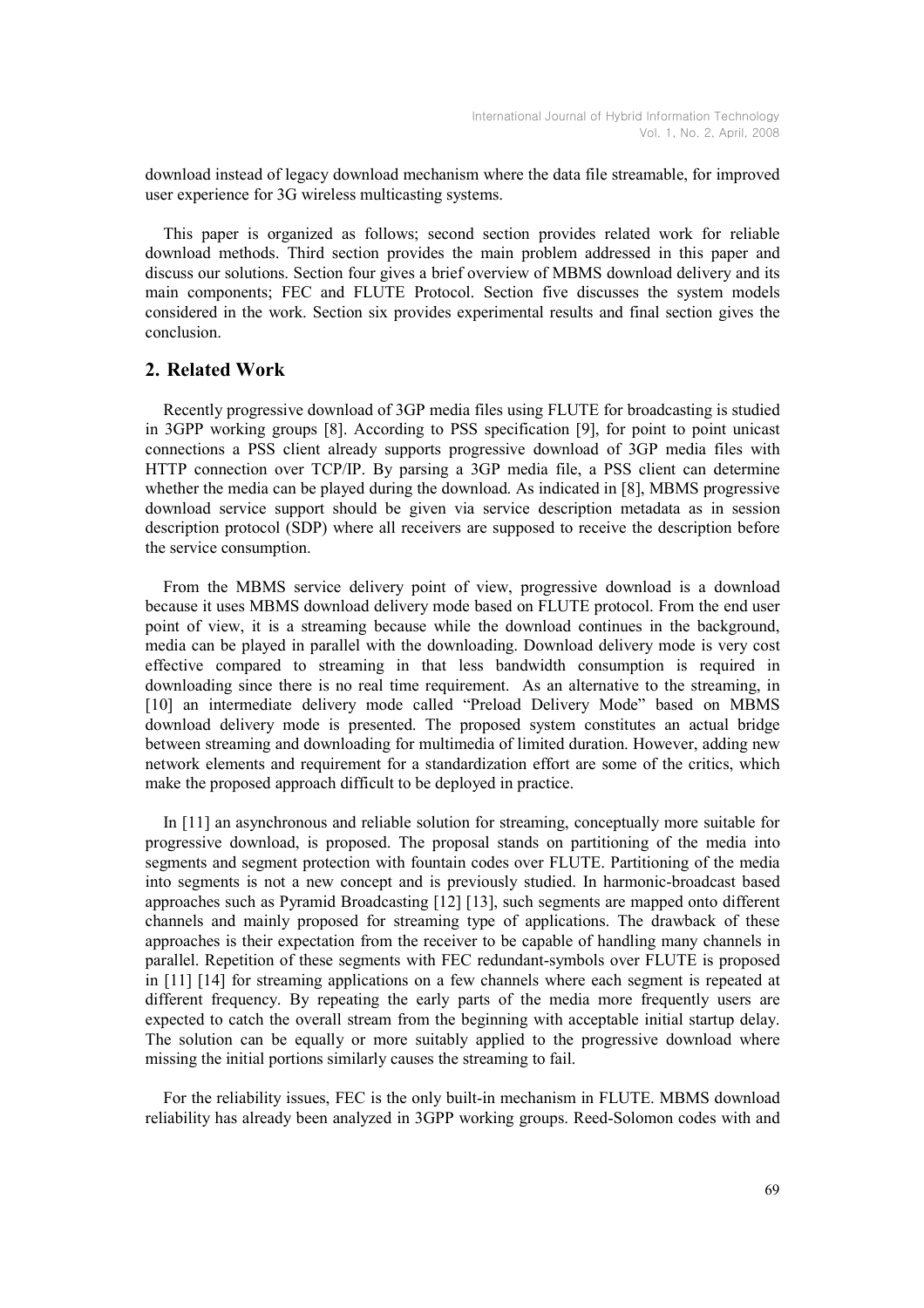download instead of legacy download mechanism where the data file streamable, for improved user experience for 3G wireless multicasting systems.

This paper is organized as follows; second section provides related work for reliable download methods. Third section provides the main problem addressed in this paper and discuss our solutions. Section four gives a brief overview of MBMS download delivery and its main components; FEC and FLUTE Protocol. Section five discusses the system models considered in the work. Section six provides experimental results and final section gives the conclusion.

## 2. Related Work

Recently progressive download of 3GP media files using FLUTE for broadcasting is studied in 3GPP working groups [8]. According to PSS specification [9], for point to point unicast connections a PSS client already supports progressive download of 3GP media files with HTTP connection over TCP/IP. By parsing a 3GP media file, a PSS client can determine whether the media can be played during the download. As indicated in [8], MBMS progressive download service support should be given via service description metadata as in session description protocol (SDP) where all receivers are supposed to receive the description before the service consumption.

From the MBMS service delivery point of view, progressive download is a download because it uses MBMS download delivery mode based on FLUTE protocol. From the end user point of view, it is a streaming because while the download continues in the background, media can be played in parallel with the downloading. Download delivery mode is very cost effective compared to streaming in that less bandwidth consumption is required in downloading since there is no real time requirement. As an alternative to the streaming, in [10] an intermediate delivery mode called "Preload Delivery Mode" based on MBMS download delivery mode is presented. The proposed system constitutes an actual bridge between streaming and downloading for multimedia of limited duration. However, adding new network elements and requirement for a standardization effort are some of the critics, which make the proposed approach difficult to be deployed in practice.

In [11] an asynchronous and reliable solution for streaming, conceptually more suitable for progressive download, is proposed. The proposal stands on partitioning of the media into segments and segment protection with fountain codes over FLUTE. Partitioning of the media into segments is not a new concept and is previously studied. In harmonic-broadcast based approaches such as Pyramid Broadcasting [12] [13], such segments are mapped onto different channels and mainly proposed for streaming type of applications. The drawback of these approaches is their expectation from the receiver to be capable of handling many channels in parallel. Repetition of these segments with FEC redundant-symbols over FLUTE is proposed in [11] [14] for streaming applications on a few channels where each segment is repeated at different frequency. By repeating the early parts of the media more frequently users are expected to catch the overall stream from the beginning with acceptable initial startup delay. The solution can be equally or more suitably applied to the progressive download where missing the initial portions similarly causes the streaming to fail.

For the reliability issues, FEC is the only built-in mechanism in FLUTE. MBMS download reliability has already been analyzed in 3GPP working groups. Reed-Solomon codes with and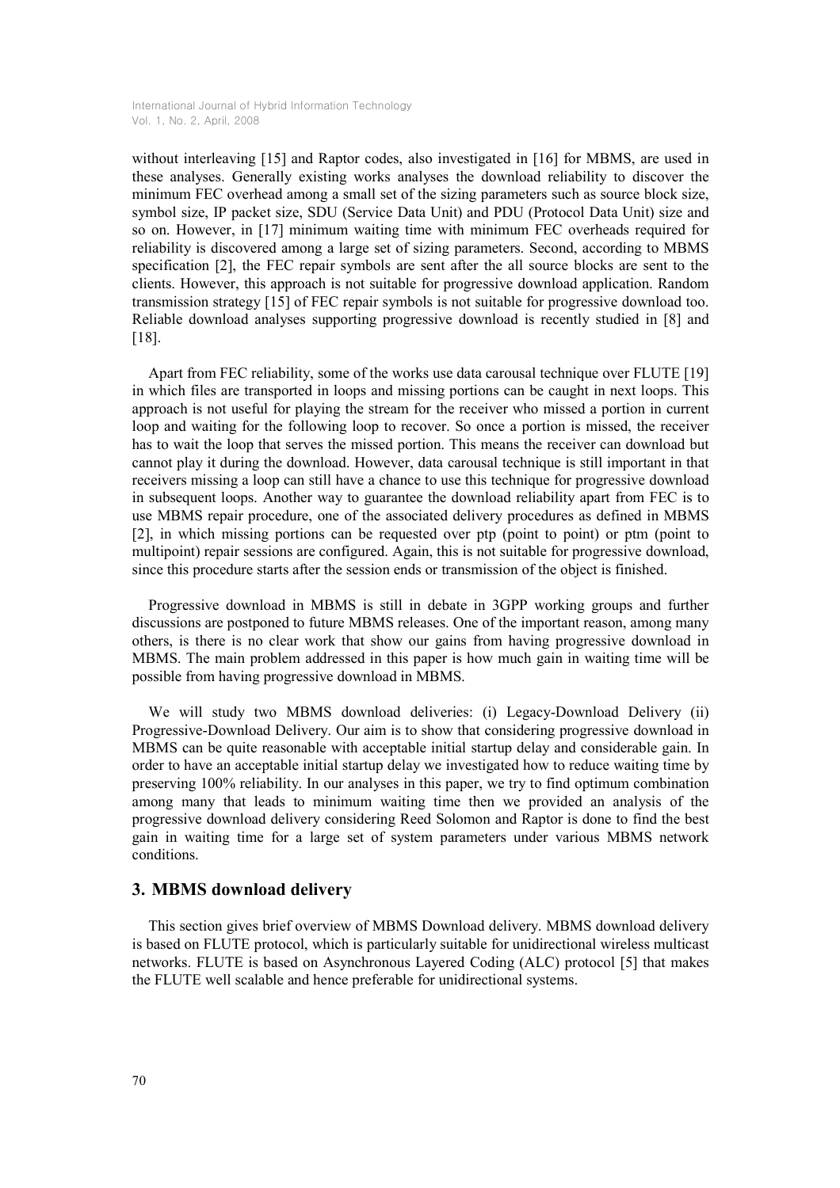without interleaving [15] and Raptor codes, also investigated in [16] for MBMS, are used in these analyses. Generally existing works analyses the download reliability to discover the minimum FEC overhead among a small set of the sizing parameters such as source block size, symbol size, IP packet size, SDU (Service Data Unit) and PDU (Protocol Data Unit) size and so on. However, in [17] minimum waiting time with minimum FEC overheads required for reliability is discovered among a large set of sizing parameters. Second, according to MBMS specification [2], the FEC repair symbols are sent after the all source blocks are sent to the clients. However, this approach is not suitable for progressive download application. Random transmission strategy [15] of FEC repair symbols is not suitable for progressive download too. Reliable download analyses supporting progressive download is recently studied in [8] and [18].

Apart from FEC reliability, some of the works use data carousal technique over FLUTE [19] in which files are transported in loops and missing portions can be caught in next loops. This approach is not useful for playing the stream for the receiver who missed a portion in current loop and waiting for the following loop to recover. So once a portion is missed, the receiver has to wait the loop that serves the missed portion. This means the receiver can download but cannot play it during the download. However, data carousal technique is still important in that receivers missing a loop can still have a chance to use this technique for progressive download in subsequent loops. Another way to guarantee the download reliability apart from FEC is to use MBMS repair procedure, one of the associated delivery procedures as defined in MBMS [2], in which missing portions can be requested over ptp (point to point) or ptm (point to multipoint) repair sessions are configured. Again, this is not suitable for progressive download, since this procedure starts after the session ends or transmission of the object is finished.

Progressive download in MBMS is still in debate in 3GPP working groups and further discussions are postponed to future MBMS releases. One of the important reason, among many others, is there is no clear work that show our gains from having progressive download in MBMS. The main problem addressed in this paper is how much gain in waiting time will be possible from having progressive download in MBMS.

We will study two MBMS download deliveries: (i) Legacy-Download Delivery (ii) Progressive-Download Delivery. Our aim is to show that considering progressive download in MBMS can be quite reasonable with acceptable initial startup delay and considerable gain. In order to have an acceptable initial startup delay we investigated how to reduce waiting time by preserving 100% reliability. In our analyses in this paper, we try to find optimum combination among many that leads to minimum waiting time then we provided an analysis of the progressive download delivery considering Reed Solomon and Raptor is done to find the best gain in waiting time for a large set of system parameters under various MBMS network conditions.

## 3. MBMS download delivery

This section gives brief overview of MBMS Download delivery. MBMS download delivery is based on FLUTE protocol, which is particularly suitable for unidirectional wireless multicast networks. FLUTE is based on Asynchronous Layered Coding (ALC) protocol [5] that makes the FLUTE well scalable and hence preferable for unidirectional systems.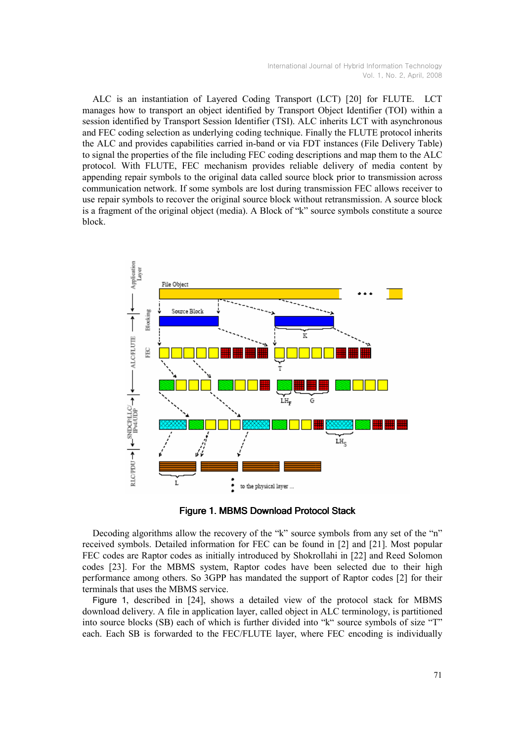ALC is an instantiation of Layered Coding Transport (LCT) [20] for FLUTE. LCT manages how to transport an object identified by Transport Object Identifier (TOI) within a session identified by Transport Session Identifier (TSI). ALC inherits LCT with asynchronous and FEC coding selection as underlying coding technique. Finally the FLUTE protocol inherits the ALC and provides capabilities carried in-band or via FDT instances (File Delivery Table) to signal the properties of the file including FEC coding descriptions and map them to the ALC protocol. With FLUTE, FEC mechanism provides reliable delivery of media content by appending repair symbols to the original data called source block prior to transmission across communication network. If some symbols are lost during transmission FEC allows receiver to use repair symbols to recover the original source block without retransmission. A source block is a fragment of the original object (media). A Block of "k" source symbols constitute a source block.

Application Layer

File Object

Blocking

Source Block

ALC/FLUTE

FEC

K

T

$LH_F$

G

SNDCP/LLC/ IPv4/UDP

$LH_S$

RLC/PDU

L

to the physical layer ...

**Figure 1. MBMS Download Protocol Stack**

Decoding algorithms allow the recovery of the "k" source symbols from any set of the "n" received symbols. Detailed information for FEC can be found in [2] and [21]. Most popular FEC codes are Raptor codes as initially introduced by Shokrollahi in [22] and Reed Solomon codes [23]. For the MBMS system, Raptor codes have been selected due to their high performance among others. So 3GPP has mandated the support of Raptor codes [2] for their terminals that uses the MBMS service.

Figure 1, described in [24], shows a detailed view of the protocol stack for MBMS download delivery. A file in application layer, called object in ALC terminology, is partitioned into source blocks (SB) each of which is further divided into "k" source symbols of size "T" each. Each SB is forwarded to the FEC/FLUTE layer, where FEC encoding is individually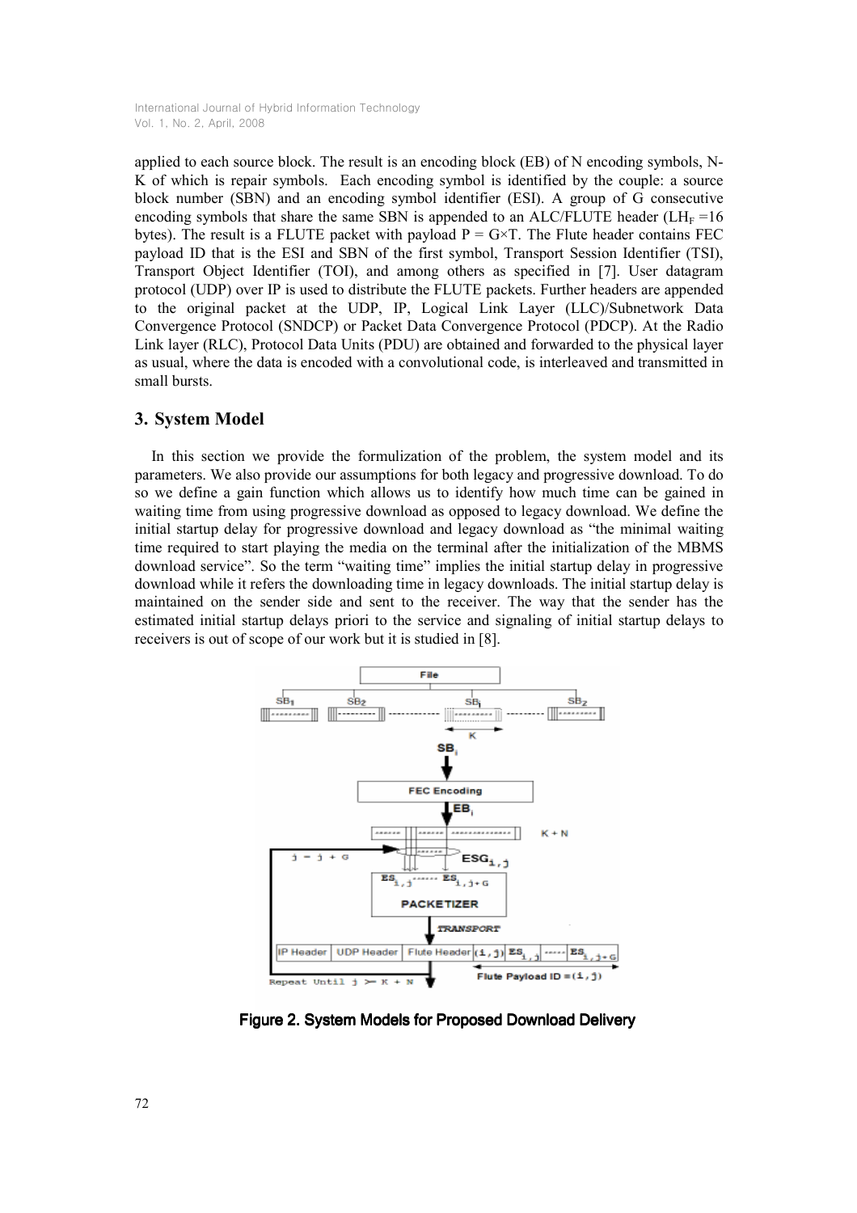applied to each source block. The result is an encoding block (EB) of N encoding symbols, N-K of which is repair symbols. Each encoding symbol is identified by the couple: a source block number (SBN) and an encoding symbol identifier (ESI). A group of G consecutive encoding symbols that share the same SBN is appended to an ALC/FLUTE header ($LH_F$ =16 bytes). The result is a FLUTE packet with payload $P = G \times T$. The Flute header contains FEC payload ID that is the ESI and SBN of the first symbol, Transport Session Identifier (TSI), Transport Object Identifier (TOI), and among others as specified in [7]. User datagram protocol (UDP) over IP is used to distribute the FLUTE packets. Further headers are appended to the original packet at the UDP, IP, Logical Link Layer (LLC)/Subnetwork Data Convergence Protocol (SNDCP) or Packet Data Convergence Protocol (PDCP). At the Radio Link layer (RLC), Protocol Data Units (PDU) are obtained and forwarded to the physical layer as usual, where the data is encoded with a convolutional code, is interleaved and transmitted in small bursts.

## 3. System Model

In this section we provide the formulization of the problem, the system model and its parameters. We also provide our assumptions for both legacy and progressive download. To do so we define a gain function which allows us to identify how much time can be gained in waiting time from using progressive download as opposed to legacy download. We define the initial startup delay for progressive download and legacy download as "the minimal waiting time required to start playing the media on the terminal after the initialization of the MBMS download service". So the term "waiting time" implies the initial startup delay in progressive download while it refers the downloading time in legacy downloads. The initial startup delay is maintained on the sender side and sent to the receiver. The way that the sender has the estimated initial startup delays priori to the service and signaling of initial startup delays to receivers is out of scope of our work but it is studied in [8].

**Figure 2. System Models for Proposed Download Delivery**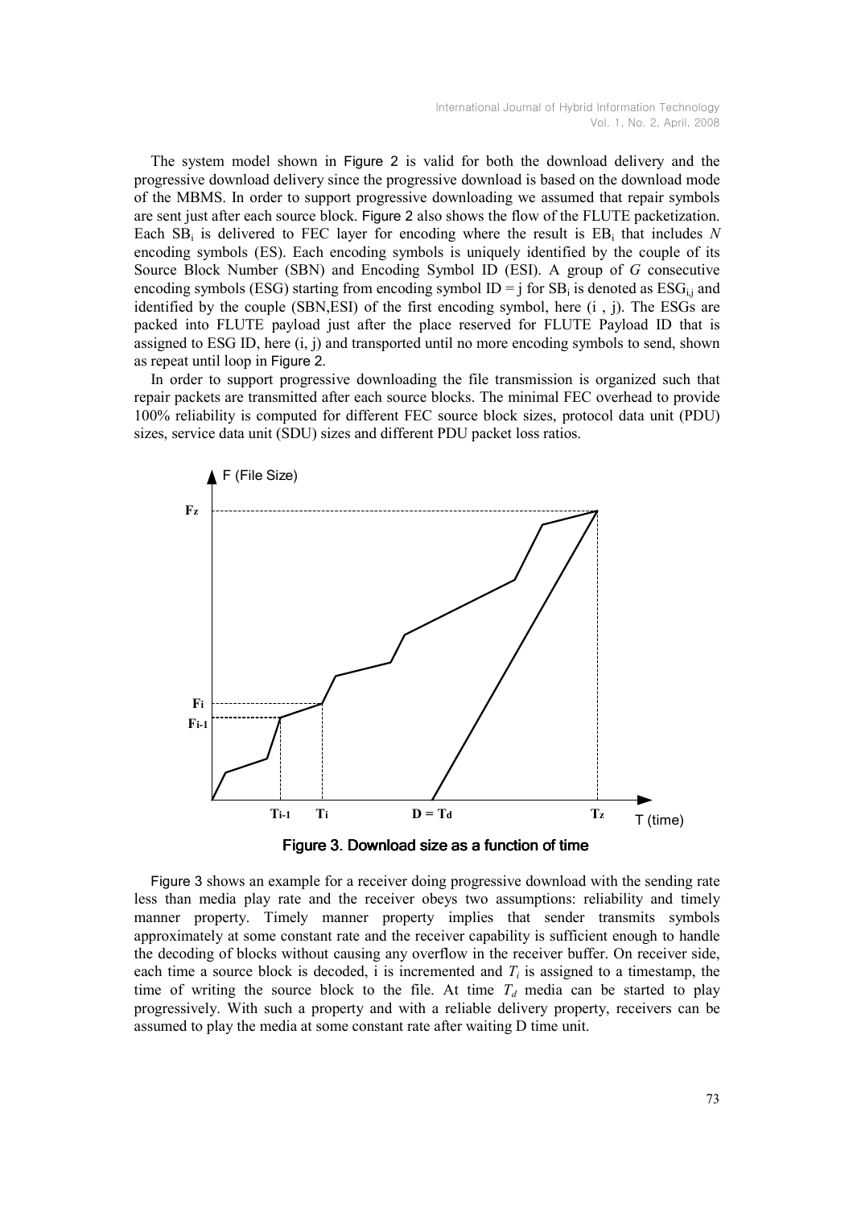The system model shown in Figure 2 is valid for both the download delivery and the progressive download delivery since the progressive download is based on the download mode of the MBMS. In order to support progressive downloading we assumed that repair symbols are sent just after each source block. Figure 2 also shows the flow of the FLUTE packetization. Each $SB_i$ is delivered to FEC layer for encoding where the result is $EB_i$ that includes $N$ encoding symbols (ES). Each encoding symbols is uniquely identified by the couple of its Source Block Number (SBN) and Encoding Symbol ID (ESI). A group of $G$ consecutive encoding symbols (ESG) starting from encoding symbol ID = j for $SB_i$ is denoted as $ESG_{i,j}$ and identified by the couple (SBN,ESI) of the first encoding symbol, here (i , j). The ESGs are packed into FLUTE payload just after the place reserved for FLUTE Payload ID that is assigned to ESG ID, here (i, j) and transported until no more encoding symbols to send, shown as repeat until loop in Figure 2.

In order to support progressive downloading the file transmission is organized such that repair packets are transmitted after each source blocks. The minimal FEC overhead to provide 100% reliability is computed for different FEC source block sizes, protocol data unit (PDU) sizes, service data unit (SDU) sizes and different PDU packet loss ratios.

F (File Size)

$F_z$

$F_i$

$F_{i-1}$

$T_{i-1}$ $T_i$ $D = T_d$ $T_z$ T (time)

Figure 3. Download size as a function of time

Figure 3 shows an example for a receiver doing progressive download with the sending rate less than media play rate and the receiver obeys two assumptions: reliability and timely manner property. Timely manner property implies that sender transmits symbols approximately at some constant rate and the receiver capability is sufficient enough to handle the decoding of blocks without causing any overflow in the receiver buffer. On receiver side, each time a source block is decoded, i is incremented and $T_i$ is assigned to a timestamp, the time of writing the source block to the file. At time $T_d$ media can be started to play progressively. With such a property and with a reliable delivery property, receivers can be assumed to play the media at some constant rate after waiting D time unit.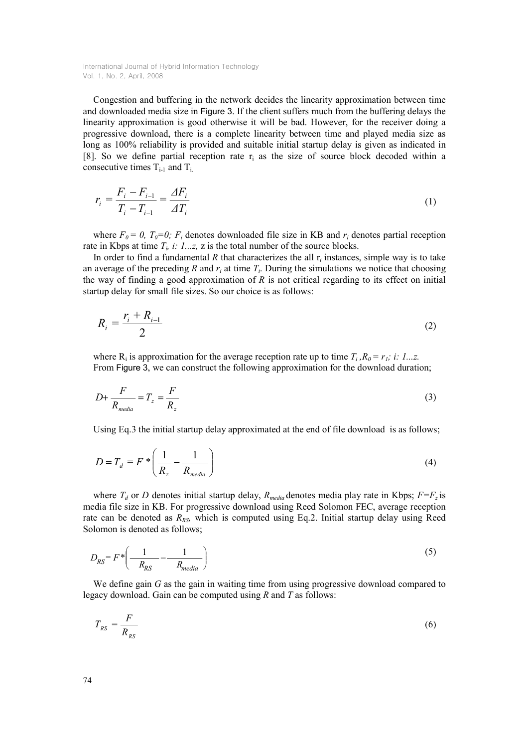Congestion and buffering in the network decides the linearity approximation between time and downloaded media size in Figure 3. If the client suffers much from the buffering delays the linearity approximation is good otherwise it will be bad. However, for the receiver doing a progressive download, there is a complete linearity between time and played media size as long as 100% reliability is provided and suitable initial startup delay is given as indicated in [8]. So we define partial reception rate $r_i$ as the size of source block decoded within a consecutive times $T_{i-1}$ and $T_i$.

$$r_i = \frac{F_i - F_{i-1}}{T_i - T_{i-1}} = \frac{\Delta F_i}{\Delta T_i} \tag{1}$$

where $F_0 = 0$, $T_0=0$; $F_i$ denotes downloaded file size in KB and $r_i$ denotes partial reception rate in Kbps at time $T_i$, $i: 1...z$, z is the total number of the source blocks.

In order to find a fundamental $R$ that characterizes the all $r_i$ instances, simple way is to take an average of the preceding $R$ and $r_i$ at time $T_i$. During the simulations we notice that choosing the way of finding a good approximation of $R$ is not critical regarding to its effect on initial startup delay for small file sizes. So our choice is as follows:

$$R_i = \frac{r_i + R_{i-1}}{2} \tag{2}$$

where $R_i$ is approximation for the average reception rate up to time $T_i$, $R_0 = r_1$; $i: 1...z$.

From Figure 3, we can construct the following approximation for the download duration;

$$D + \frac{F}{R_{media}} = T_z = \frac{F}{R_z} \tag{3}$$

Using Eq.3 the initial startup delay approximated at the end of file download is as follows;

$$D = T_d = F * \left( \frac{1}{R_z} - \frac{1}{R_{media}} \right) \tag{4}$$

where $T_d$ or $D$ denotes initial startup delay, $R_{media}$ denotes media play rate in Kbps; $F=F_z$ is media file size in KB. For progressive download using Reed Solomon FEC, average reception rate can be denoted as $R_{RS}$, which is computed using Eq.2. Initial startup delay using Reed Solomon is denoted as follows;

$$D_{RS} = F * \left( \frac{1}{R_{RS}} - \frac{1}{R_{media}} \right) \tag{5}$$

We define gain $G$ as the gain in waiting time from using progressive download compared to legacy download. Gain can be computed using $R$ and $T$ as follows:

$$T_{RS} = \frac{F}{R_{RS}} \tag{6}$$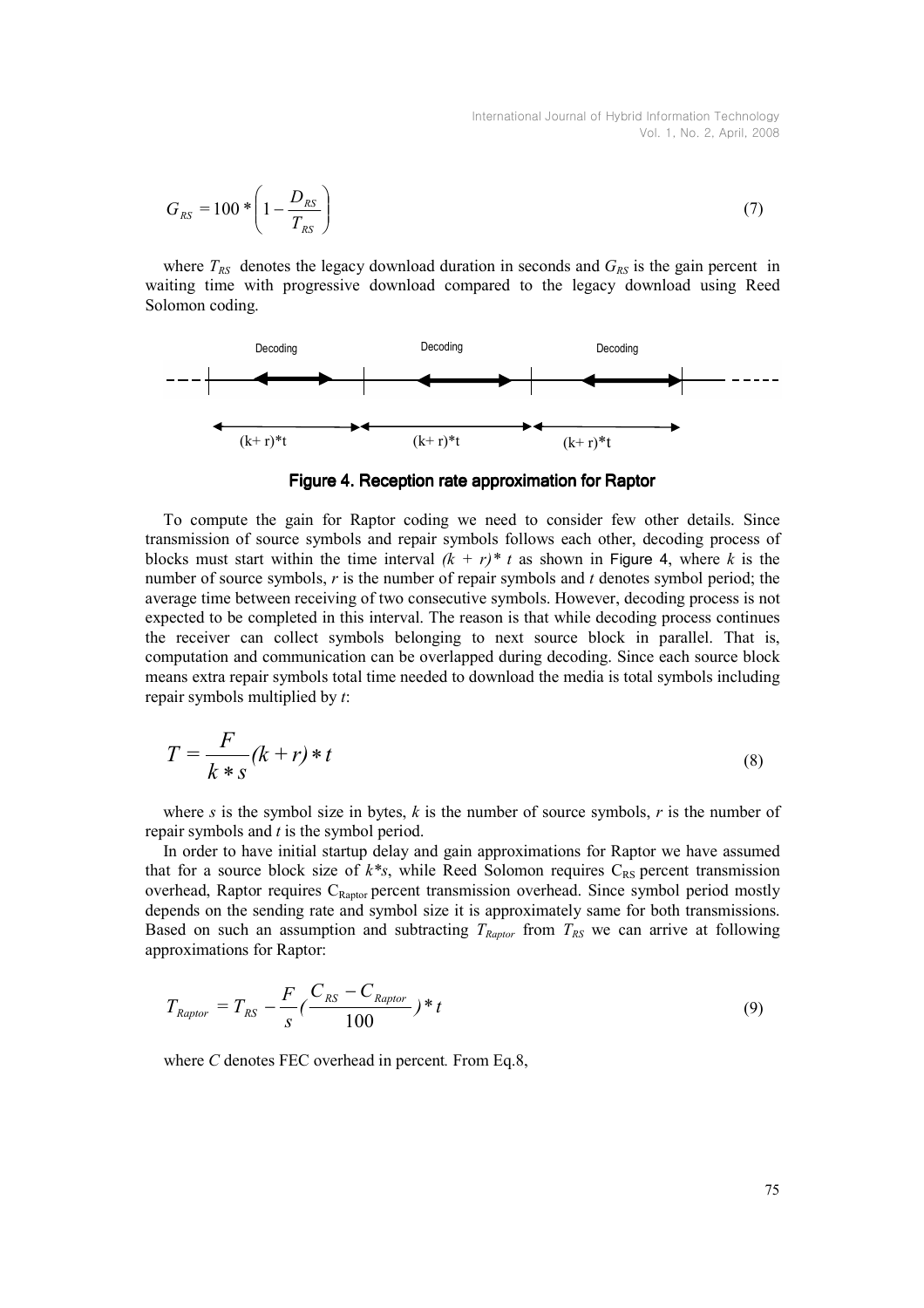$$G_{RS} = 100 * \left(1 - \frac{D_{RS}}{T_{RS}}\right) \tag{7}$$

where $T_{RS}$ denotes the legacy download duration in seconds and $G_{RS}$ is the gain percent in waiting time with progressive download compared to the legacy download using Reed Solomon coding.

Decoding

Decoding

Decoding

(k+ r)*t

(k+ r)*t

(k+ r)*t

**Figure 4. Reception rate approximation for Raptor**

To compute the gain for Raptor coding we need to consider few other details. Since transmission of source symbols and repair symbols follows each other, decoding process of blocks must start within the time interval $(k + r) * t$ as shown in Figure 4, where $k$ is the number of source symbols, $r$ is the number of repair symbols and $t$ denotes symbol period; the average time between receiving of two consecutive symbols. However, decoding process is not expected to be completed in this interval. The reason is that while decoding process continues the receiver can collect symbols belonging to next source block in parallel. That is, computation and communication can be overlapped during decoding. Since each source block means extra repair symbols total time needed to download the media is total symbols including repair symbols multiplied by $t$:

$$T = \frac{F}{k * s}(k + r) * t \tag{8}$$

where $s$ is the symbol size in bytes, $k$ is the number of source symbols, $r$ is the number of repair symbols and $t$ is the symbol period.

In order to have initial startup delay and gain approximations for Raptor we have assumed that for a source block size of $k*s$, while Reed Solomon requires $C_{RS}$ percent transmission overhead, Raptor requires $C_{Raptor}$ percent transmission overhead. Since symbol period mostly depends on the sending rate and symbol size it is approximately same for both transmissions. Based on such an assumption and subtracting $T_{Raptor}$ from $T_{RS}$ we can arrive at following approximations for Raptor:

$$T_{Raptor} = T_{RS} - \frac{F}{s}\left(\frac{C_{RS} - C_{Raptor}}{100}\right) * t \tag{9}$$

where $C$ denotes FEC overhead in percent. From Eq.8,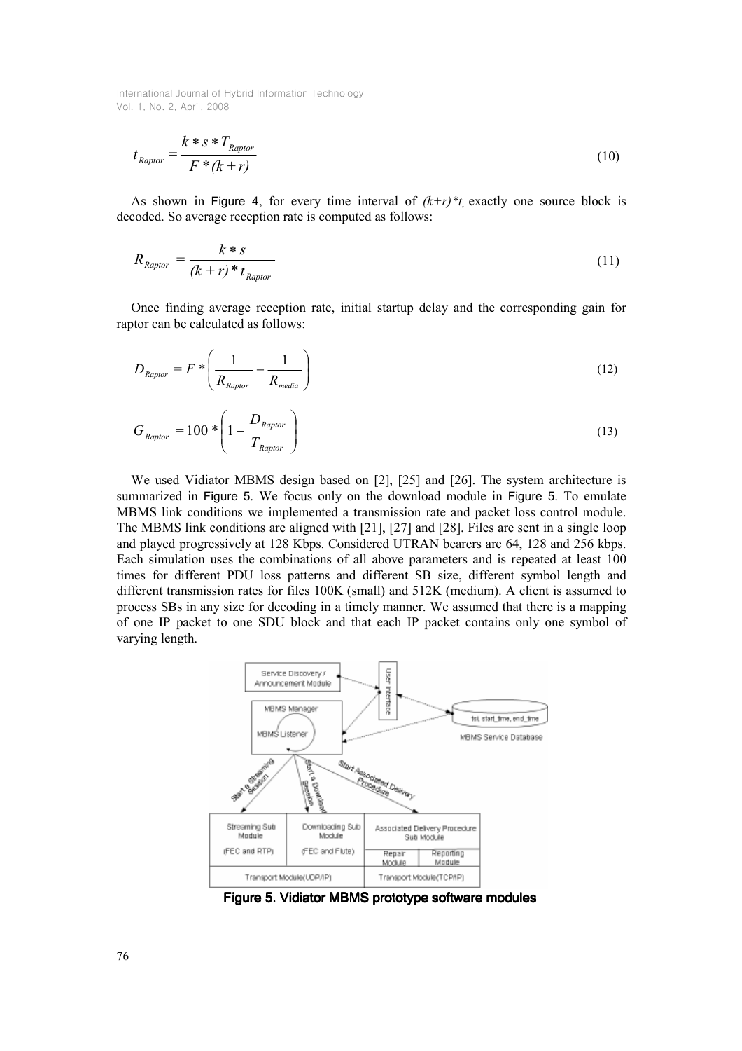$$t_{Raptor} = \frac{k * s * T_{Raptor}}{F * (k + r)} \tag{10}$$

As shown in Figure 4, for every time interval of $(k+r)*t$, exactly one source block is decoded. So average reception rate is computed as follows:

$$R_{Raptor} = \frac{k * s}{(k + r) * t_{Raptor}} \tag{11}$$

Once finding average reception rate, initial startup delay and the corresponding gain for raptor can be calculated as follows:

$$D_{Raptor} = F * \left( \frac{1}{R_{Raptor}} - \frac{1}{R_{media}} \right) \tag{12}$$

$$G_{Raptor} = 100 * \left( 1 - \frac{D_{Raptor}}{T_{Raptor}} \right) \tag{13}$$

We used Vidiator MBMS design based on [2], [25] and [26]. The system architecture is summarized in Figure 5. We focus only on the download module in Figure 5. To emulate MBMS link conditions we implemented a transmission rate and packet loss control module. The MBMS link conditions are aligned with [21], [27] and [28]. Files are sent in a single loop and played progressively at 128 Kbps. Considered UTRAN bearers are 64, 128 and 256 kbps. Each simulation uses the combinations of all above parameters and is repeated at least 100 times for different PDU loss patterns and different SB size, different symbol length and different transmission rates for files 100K (small) and 512K (medium). A client is assumed to process SBs in any size for decoding in a timely manner. We assumed that there is a mapping of one IP packet to one SDU block and that each IP packet contains only one symbol of varying length.

**Figure 5. Vidiator MBMS prototype software modules**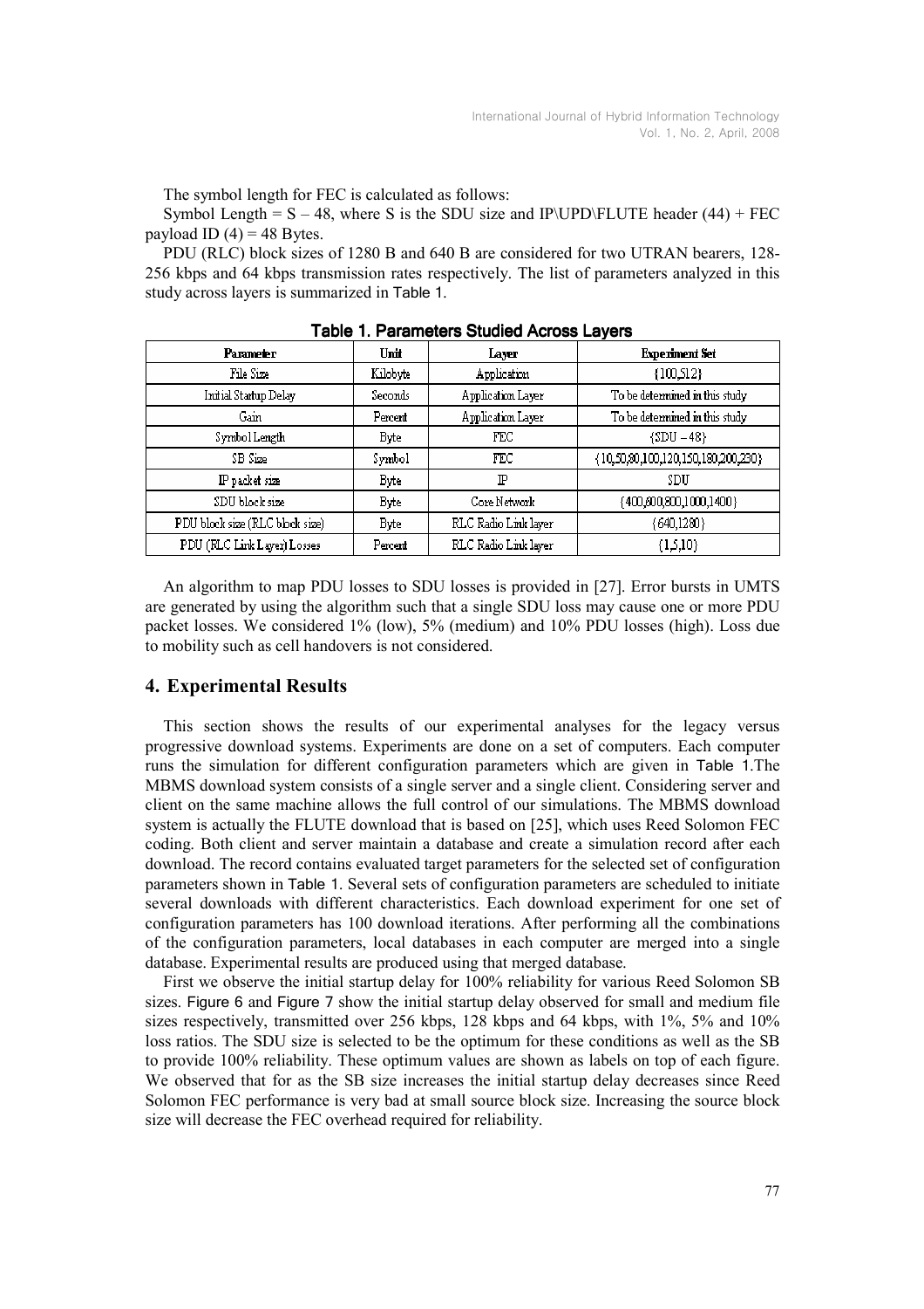The symbol length for FEC is calculated as follows:

Symbol Length = S – 48, where S is the SDU size and IP\UPD\FLUTE header (44) + FEC payload ID (4) = 48 Bytes.

PDU (RLC) block sizes of 1280 B and 640 B are considered for two UTRAN bearers, 128-256 kbps and 64 kbps transmission rates respectively. The list of parameters analyzed in this study across layers is summarized in Table 1.

**Table 1. Parameters Studied Across Layers**

| Parameter | Unit | Layer | Experiment Set |
|---|---|---|---|
| File Size | Kilobyte | Application | {100,512} |
| Initial Startup Delay | Seconds | Application Layer | To be determined in this study |
| Gain | Percent | Application Layer | To be determined in this study |
| Symbol Length | Byte | FEC | {SDU – 48} |
| SB Size | Symbol | FEC | {10,50,80,100,120,150,180,200,230} |
| IP packet size | Byte | IP | SDU |
| SDU block size | Byte | Core Network | {400,600,800,1000,1400} |
| PDU block size (RLC block size) | Byte | RLC Radio Link layer | {640,1280} |
| PDU (RLC Link Layer) Losses | Percent | RLC Radio Link layer | {1,5,10} |

An algorithm to map PDU losses to SDU losses is provided in [27]. Error bursts in UMTS are generated by using the algorithm such that a single SDU loss may cause one or more PDU packet losses. We considered 1% (low), 5% (medium) and 10% PDU losses (high). Loss due to mobility such as cell handovers is not considered.

## 4. Experimental Results

This section shows the results of our experimental analyses for the legacy versus progressive download systems. Experiments are done on a set of computers. Each computer runs the simulation for different configuration parameters which are given in Table 1.The MBMS download system consists of a single server and a single client. Considering server and client on the same machine allows the full control of our simulations. The MBMS download system is actually the FLUTE download that is based on [25], which uses Reed Solomon FEC coding. Both client and server maintain a database and create a simulation record after each download. The record contains evaluated target parameters for the selected set of configuration parameters shown in Table 1. Several sets of configuration parameters are scheduled to initiate several downloads with different characteristics. Each download experiment for one set of configuration parameters has 100 download iterations. After performing all the combinations of the configuration parameters, local databases in each computer are merged into a single database. Experimental results are produced using that merged database.

First we observe the initial startup delay for 100% reliability for various Reed Solomon SB sizes. Figure 6 and Figure 7 show the initial startup delay observed for small and medium file sizes respectively, transmitted over 256 kbps, 128 kbps and 64 kbps, with 1%, 5% and 10% loss ratios. The SDU size is selected to be the optimum for these conditions as well as the SB to provide 100% reliability. These optimum values are shown as labels on top of each figure. We observed that for as the SB size increases the initial startup delay decreases since Reed Solomon FEC performance is very bad at small source block size. Increasing the source block size will decrease the FEC overhead required for reliability.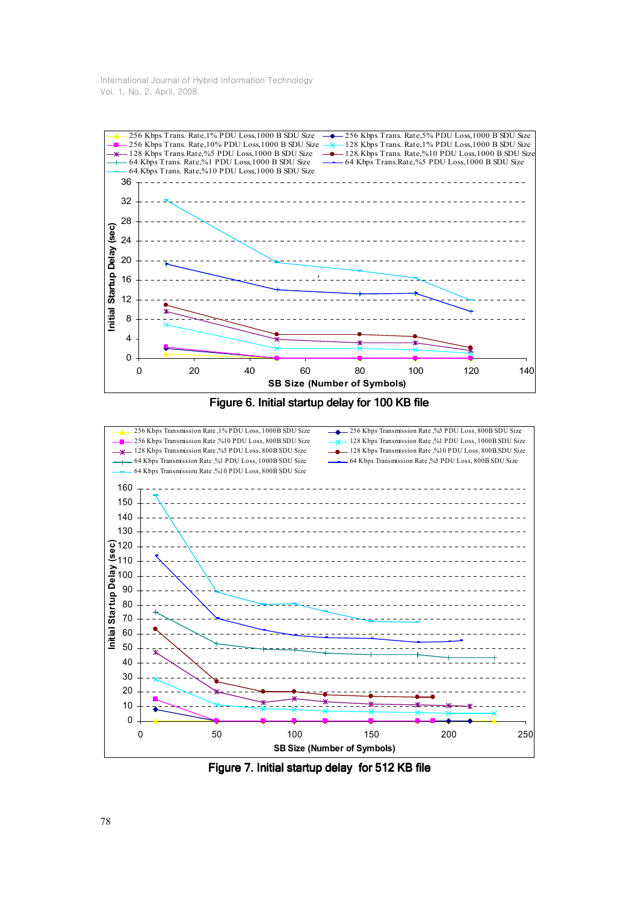256 Kbps Trans. Rate,1% PDU Loss,1000 B SDU Size
256 Kbps Trans. Rate,5% PDU Loss,1000 B SDU Size
256 Kbps Trans. Rate,10% PDU Loss,1000 B SDU Size
128 Kbps Trans. Rate,1% PDU Loss,1000 B SDU Size
128 Kbps Trans.Rate,%5 PDU Loss,1000 B SDU Size
128 Kbps Trans. Rate,%10 PDU Loss,1000 B SDU Size
64 Kbps Trans. Rate,%1 PDU Loss,1000 B SDU Size
64 Kbps Trans.Rate,%5 PDU Loss,1000 B SDU Size
64 Kbps Trans. Rate,%10 PDU Loss,1000 B SDU Size

Initial Startup Delay (sec)

0
4
8
12
16
20
24
28
32
36

SB Size (Number of Symbols)

0
20
40
60
80
100
120
140

**Figure 6. Initial startup delay for 100 KB file**

256 Kbps Transmission Rate ,1% PDU Loss, 1000B SDU Size
256 Kbps Transmission Rate ,%5 PDU Loss, 800B SDU Size
256 Kbps Transmission Rate ,%10 PDU Loss, 800B SDU Size
128 Kbps Transmission Rate ,%1 PDU Loss, 1000B SDU Size
128 Kbps Transmission Rate ,%5 PDU Loss, 800B SDU Size
128 Kbps Transmission Rate ,%10 PDU Loss, 800B SDU Size
64 Kbps Transmission Rate ,%1 PDU Loss, 1000B SDU Size
64 Kbps Transmission Rate ,%5 PDU Loss, 800B SDU Size
64 Kbps Transmission Rate ,%10 PDU Loss, 800B SDU Size

Initial Startup Delay (sec)

0
10
20
30
40
50
60
70
80
90
100
110
120
130
140
150
160

SB Size (Number of Symbols)

0
50
100
150
200
250

**Figure 7. Initial startup delay for 512 KB file**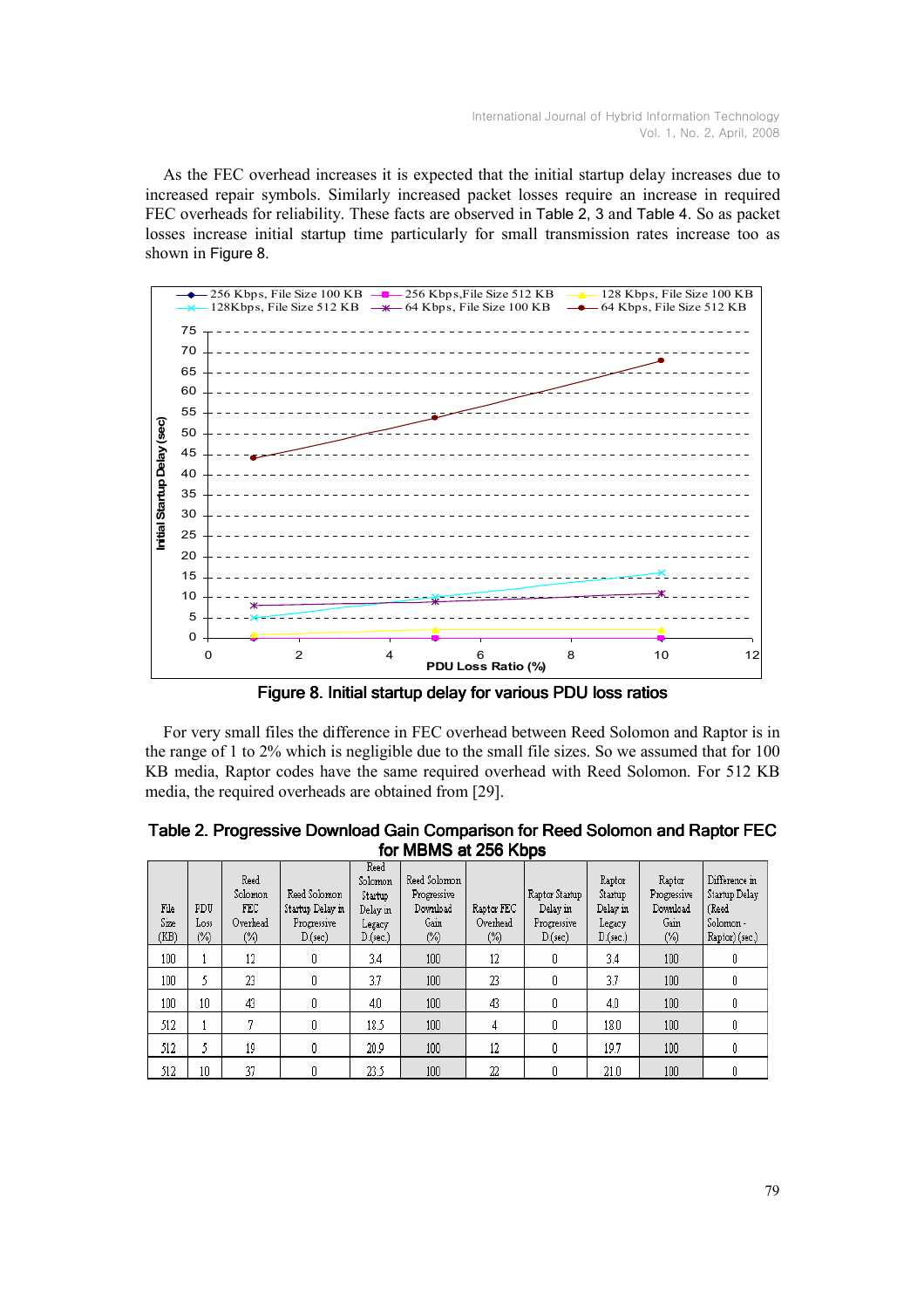As the FEC overhead increases it is expected that the initial startup delay increases due to increased repair symbols. Similarly increased packet losses require an increase in required FEC overheads for reliability. These facts are observed in Table 2, 3 and Table 4. So as packet losses increase initial startup time particularly for small transmission rates increase too as shown in Figure 8.

256 Kbps, File Size 100 KB
256 Kbps,File Size 512 KB
128 Kbps, File Size 100 KB
128Kbps, File Size 512 KB
64 Kbps, File Size 100 KB
64 Kbps, File Size 512 KB

Initial Startup Delay (sec)

0 5 10 15 20 25 30 35 40 45 50 55 60 65 70 75

0 2 4 6 8 10 12

PDU Loss Ratio (%)

Figure 8. Initial startup delay for various PDU loss ratios

For very small files the difference in FEC overhead between Reed Solomon and Raptor is in the range of 1 to 2% which is negligible due to the small file sizes. So we assumed that for 100 KB media, Raptor codes have the same required overhead with Reed Solomon. For 512 KB media, the required overheads are obtained from [29].

**Table 2. Progressive Download Gain Comparison for Reed Solomon and Raptor FEC for MBMS at 256 Kbps**

| File Size (KB) | PDU Loss (%) | Reed Solomon FEC Overhead (%) | Reed Solomon Startup Delay in Progressive D.(sec) | Reed Solomon Startup Delay in Legacy D.(sec.) | Reed Solomon Progressive Download Gain (%) | Raptor FEC Overhead (%) | Raptor Startup Delay in Progressive D.(sec) | Raptor Startup Delay in Legacy D.(sec.) | Raptor Progressive Download Gain (%) | Difference in Startup Delay (Reed Solomon - Raptor) (sec.) |
|---|---|---|---|---|---|---|---|---|---|---|
| 100 | 1 | 12 | 0 | 3.4 | 100 | 12 | 0 | 3.4 | 100 | 0 |
| 100 | 5 | 23 | 0 | 3.7 | 100 | 23 | 0 | 3.7 | 100 | 0 |
| 100 | 10 | 43 | 0 | 4.0 | 100 | 43 | 0 | 4.0 | 100 | 0 |
| 512 | 1 | 7 | 0 | 18.5 | 100 | 4 | 0 | 18.0 | 100 | 0 |
| 512 | 5 | 19 | 0 | 20.9 | 100 | 12 | 0 | 19.7 | 100 | 0 |
| 512 | 10 | 37 | 0 | 23.5 | 100 | 22 | 0 | 21.0 | 100 | 0 |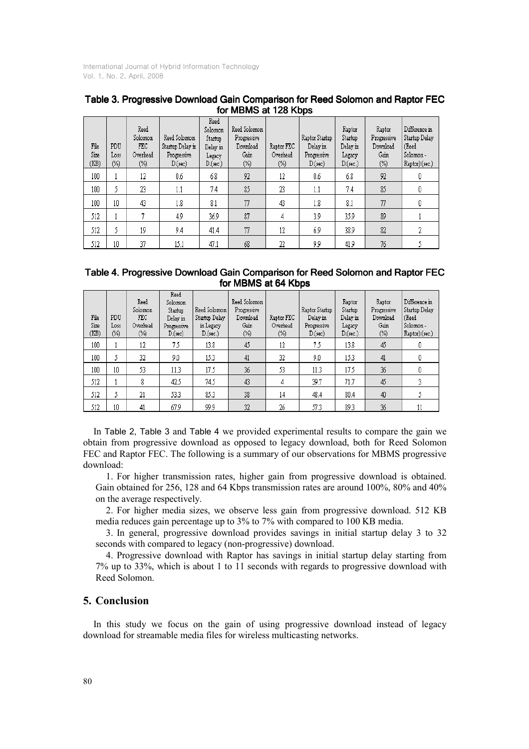**Table 3. Progressive Download Gain Comparison for Reed Solomon and Raptor FEC for MBMS at 128 Kbps**

| File Size (KB) | PDU Loss (%) | Reed Solomon FEC Overhead (%) | Reed Solomon Startup Delay in Progressive D.(sec) | Reed Solomon Startup Delay in Legacy D.(sec.) | Reed Solomon Progressive Download Gain (%) | Raptor FEC Overhead (%) | Raptor Startup Delay in Progressive D.(sec) | Raptor Startup Delay in Legacy D.(sec.) | Raptor Progressive Download Gain (%) | Difference in Startup Delay (Reed Solomon - Raptor) (sec.) |
|---|---|---|---|---|---|---|---|---|---|---|
| 100 | 1 | 12 | 0.6 | 6.8 | 92 | 12 | 0.6 | 6.8 | 92 | 0 |
| 100 | 5 | 23 | 1.1 | 7.4 | 85 | 23 | 1.1 | 7.4 | 85 | 0 |
| 100 | 10 | 43 | 1.8 | 8.1 | 77 | 43 | 1.8 | 8.1 | 77 | 0 |
| 512 | 1 | 7 | 4.9 | 36.9 | 87 | 4 | 3.9 | 35.9 | 89 | 1 |
| 512 | 5 | 19 | 9.4 | 41.4 | 77 | 12 | 6.9 | 38.9 | 82 | 2 |
| 512 | 10 | 37 | 15.1 | 47.1 | 68 | 22 | 9.9 | 41.9 | 76 | 5 |

**Table 4. Progressive Download Gain Comparison for Reed Solomon and Raptor FEC for MBMS at 64 Kbps**

| File Size (KB) | PDU Loss (%) | Reed Solomon FEC Overhead (%) | Reed Solomon Startup Delay in Progressive D.(sec) | Reed Solomon Startup Delay in Legacy D.(sec.) | Reed Solomon Progressive Download Gain (%) | Raptor FEC Overhead (%) | Raptor Startup Delay in Progressive D.(sec) | Raptor Startup Delay in Legacy D.(sec.) | Raptor Progressive Download Gain (%) | Difference in Startup Delay (Reed Solomon - Raptor) (sec.) |
|---|---|---|---|---|---|---|---|---|---|---|
| 100 | 1 | 12 | 7.5 | 13.8 | 45 | 12 | 7.5 | 13.8 | 45 | 0 |
| 100 | 5 | 32 | 9.0 | 15.3 | 41 | 32 | 9.0 | 15.3 | 41 | 0 |
| 100 | 10 | 53 | 11.3 | 17.5 | 36 | 53 | 11.3 | 17.5 | 36 | 0 |
| 512 | 1 | 8 | 42.5 | 74.5 | 43 | 4 | 39.7 | 71.7 | 45 | 3 |
| 512 | 5 | 21 | 53.3 | 85.3 | 38 | 14 | 48.4 | 80.4 | 40 | 5 |
| 512 | 10 | 41 | 67.9 | 99.9 | 32 | 26 | 57.3 | 89.3 | 36 | 11 |

In Table 2, Table 3 and Table 4 we provided experimental results to compare the gain we obtain from progressive download as opposed to legacy download, both for Reed Solomon FEC and Raptor FEC. The following is a summary of our observations for MBMS progressive download:

1. For higher transmission rates, higher gain from progressive download is obtained. Gain obtained for 256, 128 and 64 Kbps transmission rates are around 100%, 80% and 40% on the average respectively.

2. For higher media sizes, we observe less gain from progressive download. 512 KB media reduces gain percentage up to 3% to 7% with compared to 100 KB media.

3. In general, progressive download provides savings in initial startup delay 3 to 32 seconds with compared to legacy (non-progressive) download.

4. Progressive download with Raptor has savings in initial startup delay starting from 7% up to 33%, which is about 1 to 11 seconds with regards to progressive download with Reed Solomon.

## 5. Conclusion

In this study we focus on the gain of using progressive download instead of legacy download for streamable media files for wireless multicasting networks.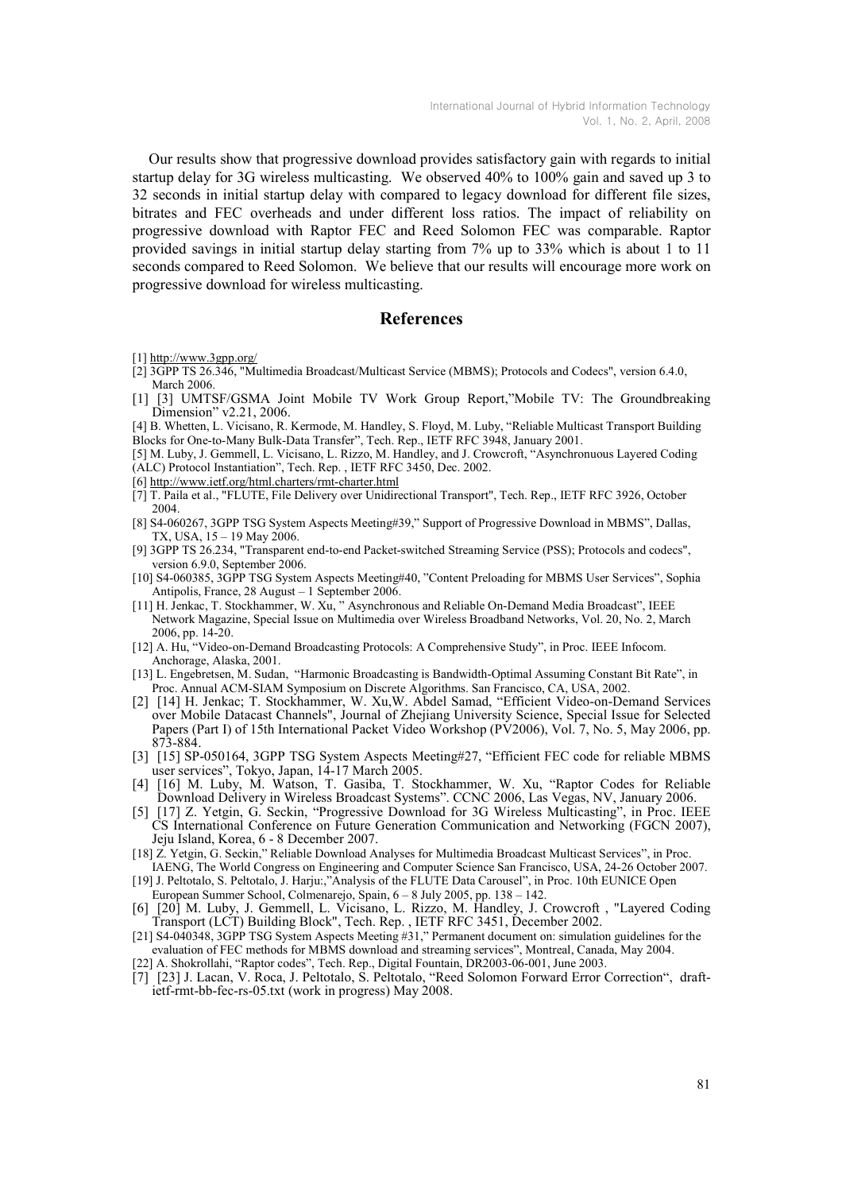Our results show that progressive download provides satisfactory gain with regards to initial startup delay for 3G wireless multicasting. We observed 40% to 100% gain and saved up 3 to 32 seconds in initial startup delay with compared to legacy download for different file sizes, bitrates and FEC overheads and under different loss ratios. The impact of reliability on progressive download with Raptor FEC and Reed Solomon FEC was comparable. Raptor provided savings in initial startup delay starting from 7% up to 33% which is about 1 to 11 seconds compared to Reed Solomon. We believe that our results will encourage more work on progressive download for wireless multicasting.

## References

[1] http://www.3gpp.org/

[2] 3GPP TS 26.346, "Multimedia Broadcast/Multicast Service (MBMS); Protocols and Codecs", version 6.4.0, March 2006.

[1] [3] UMTSF/GSMA Joint Mobile TV Work Group Report,"Mobile TV: The Groundbreaking Dimension" v2.21, 2006.

[4] B. Whetten, L. Vicisano, R. Kermode, M. Handley, S. Floyd, M. Luby, "Reliable Multicast Transport Building Blocks for One-to-Many Bulk-Data Transfer", Tech. Rep., IETF RFC 3948, January 2001.

[5] M. Luby, J. Gemmell, L. Vicisano, L. Rizzo, M. Handley, and J. Crowcroft, "Asynchronuous Layered Coding (ALC) Protocol Instantiation", Tech. Rep. , IETF RFC 3450, Dec. 2002.

[6] http://www.ietf.org/html.charters/rmt-charter.html

[7] T. Paila et al., "FLUTE, File Delivery over Unidirectional Transport", Tech. Rep., IETF RFC 3926, October 2004.

[8] S4-060267, 3GPP TSG System Aspects Meeting#39," Support of Progressive Download in MBMS", Dallas, TX, USA, 15 – 19 May 2006.

[9] 3GPP TS 26.234, "Transparent end-to-end Packet-switched Streaming Service (PSS); Protocols and codecs", version 6.9.0, September 2006.

[10] S4-060385, 3GPP TSG System Aspects Meeting#40, "Content Preloading for MBMS User Services", Sophia Antipolis, France, 28 August – 1 September 2006.

[11] H. Jenkac, T. Stockhammer, W. Xu, " Asynchronous and Reliable On-Demand Media Broadcast", IEEE Network Magazine, Special Issue on Multimedia over Wireless Broadband Networks, Vol. 20, No. 2, March 2006, pp. 14-20.

[12] A. Hu, "Video-on-Demand Broadcasting Protocols: A Comprehensive Study", in Proc. IEEE Infocom. Anchorage, Alaska, 2001.

[13] L. Engebretsen, M. Sudan, "Harmonic Broadcasting is Bandwidth-Optimal Assuming Constant Bit Rate", in Proc. Annual ACM-SIAM Symposium on Discrete Algorithms. San Francisco, CA, USA, 2002.

[2] [14] H. Jenkac; T. Stockhammer, W. Xu,W. Abdel Samad, "Efficient Video-on-Demand Services over Mobile Datacast Channels", Journal of Zhejiang University Science, Special Issue for Selected Papers (Part I) of 15th International Packet Video Workshop (PV2006), Vol. 7, No. 5, May 2006, pp. 873-884.

[3] [15] SP-050164, 3GPP TSG System Aspects Meeting#27, "Efficient FEC code for reliable MBMS user services", Tokyo, Japan, 14-17 March 2005.

[4] [16] M. Luby, M. Watson, T. Gasiba, T. Stockhammer, W. Xu, "Raptor Codes for Reliable Download Delivery in Wireless Broadcast Systems". CCNC 2006, Las Vegas, NV, January 2006.

[5] [17] Z. Yetgin, G. Seckin, "Progressive Download for 3G Wireless Multicasting", in Proc. IEEE CS International Conference on Future Generation Communication and Networking (FGCN 2007), Jeju Island, Korea, 6 - 8 December 2007.

[18] Z. Yetgin, G. Seckin," Reliable Download Analyses for Multimedia Broadcast Multicast Services", in Proc. IAENG, The World Congress on Engineering and Computer Science San Francisco, USA, 24-26 October 2007.

[19] J. Peltotalo, S. Peltotalo, J. Harju:,"Analysis of the FLUTE Data Carousel", in Proc. 10th EUNICE Open European Summer School, Colmenarejo, Spain, 6 – 8 July 2005, pp. 138 – 142.

[6] [20] M. Luby, J. Gemmell, L. Vicisano, L. Rizzo, M. Handley, J. Crowcroft , "Layered Coding Transport (LCT) Building Block", Tech. Rep. , IETF RFC 3451, December 2002.

[21] S4-040348, 3GPP TSG System Aspects Meeting #31," Permanent document on: simulation guidelines for the evaluation of FEC methods for MBMS download and streaming services", Montreal, Canada, May 2004.

[22] A. Shokrollahi, "Raptor codes", Tech. Rep., Digital Fountain, DR2003-06-001, June 2003.

[7] [23] J. Lacan, V. Roca, J. Peltotalo, S. Peltotalo, "Reed Solomon Forward Error Correction", draft-ietf-rmt-bb-fec-rs-05.txt (work in progress) May 2008.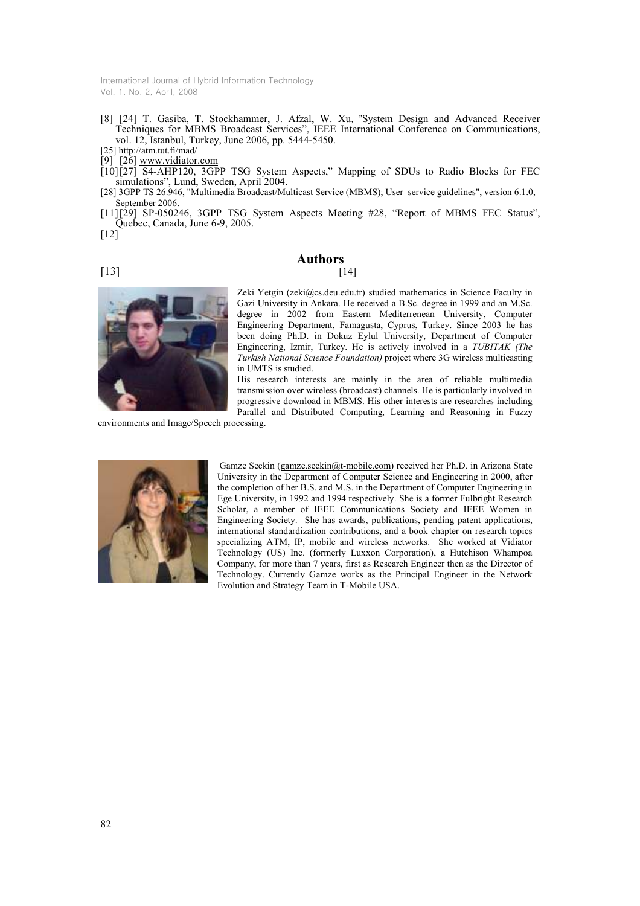[8] [24] T. Gasiba, T. Stockhammer, J. Afzal, W. Xu, "System Design and Advanced Receiver Techniques for MBMS Broadcast Services", IEEE International Conference on Communications, vol. 12, Istanbul, Turkey, June 2006, pp. 5444-5450.

[25] http://atm.tut.fi/mad/

[9] [26] www.vidiator.com

[10] [27] S4-AHP120, 3GPP TSG System Aspects," Mapping of SDUs to Radio Blocks for FEC simulations", Lund, Sweden, April 2004.

[28] 3GPP TS 26.946, "Multimedia Broadcast/Multicast Service (MBMS); User service guidelines", version 6.1.0, September 2006.

[11] [29] SP-050246, 3GPP TSG System Aspects Meeting #28, "Report of MBMS FEC Status", Quebec, Canada, June 6-9, 2005.

[12]

## Authors

[13] [14]

Zeki Yetgin (zeki@cs.deu.edu.tr) studied mathematics in Science Faculty in Gazi University in Ankara. He received a B.Sc. degree in 1999 and an M.Sc. degree in 2002 from Eastern Mediterrenean University, Computer Engineering Department, Famagusta, Cyprus, Turkey. Since 2003 he has been doing Ph.D. in Dokuz Eylul University, Department of Computer Engineering, Izmir, Turkey. He is actively involved in a *TUBITAK (The Turkish National Science Foundation)* project where 3G wireless multicasting in UMTS is studied.

His research interests are mainly in the area of reliable multimedia transmission over wireless (broadcast) channels. He is particularly involved in progressive download in MBMS. His other interests are researches including Parallel and Distributed Computing, Learning and Reasoning in Fuzzy environments and Image/Speech processing.

Gamze Seckin (gamze.seckin@t-mobile.com) received her Ph.D. in Arizona State University in the Department of Computer Science and Engineering in 2000, after the completion of her B.S. and M.S. in the Department of Computer Engineering in Ege University, in 1992 and 1994 respectively. She is a former Fulbright Research Scholar, a member of IEEE Communications Society and IEEE Women in Engineering Society. She has awards, publications, pending patent applications, international standardization contributions, and a book chapter on research topics specializing ATM, IP, mobile and wireless networks. She worked at Vidiator Technology (US) Inc. (formerly Luxxon Corporation), a Hutchison Whampoa Company, for more than 7 years, first as Research Engineer then as the Director of Technology. Currently Gamze works as the Principal Engineer in the Network Evolution and Strategy Team in T-Mobile USA.